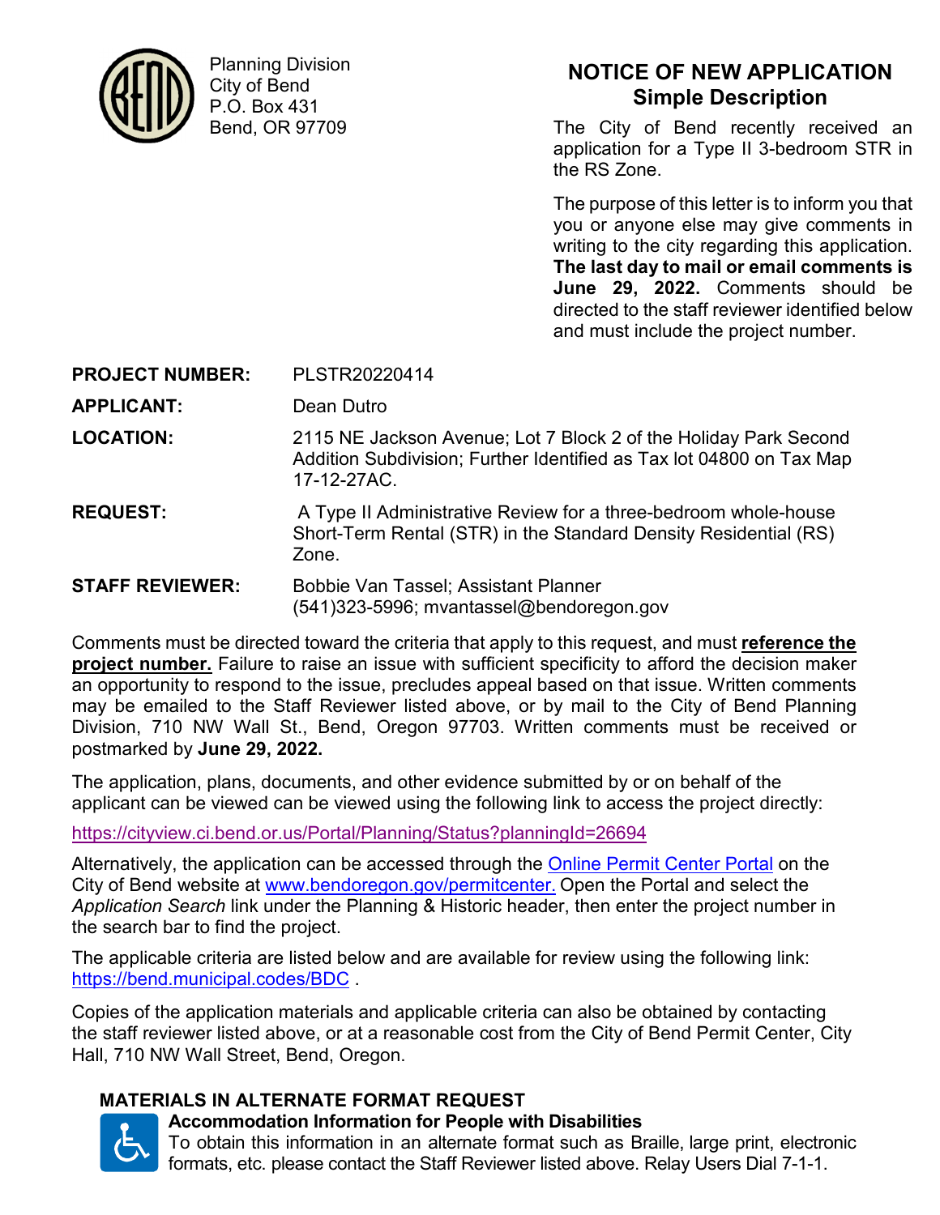Planning Division
City of Bend
P.O. Box 431
Bend, OR 97709

# NOTICE OF NEW APPLICATION
## Simple Description

The City of Bend recently received an application for a Type II 3-bedroom STR in the RS Zone.

The purpose of this letter is to inform you that you or anyone else may give comments in writing to the city regarding this application. **The last day to mail or email comments is June 29, 2022.** Comments should be directed to the staff reviewer identified below and must include the project number.

**PROJECT NUMBER:** PLSTR20220414

**APPLICANT:** Dean Dutro

**LOCATION:** 2115 NE Jackson Avenue; Lot 7 Block 2 of the Holiday Park Second Addition Subdivision; Further Identified as Tax lot 04800 on Tax Map 17-12-27AC.

**REQUEST:** A Type II Administrative Review for a three-bedroom whole-house Short-Term Rental (STR) in the Standard Density Residential (RS) Zone.

**STAFF REVIEWER:** Bobbie Van Tassel; Assistant Planner
(541)323-5996; mvantassel@bendoregon.gov

Comments must be directed toward the criteria that apply to this request, and must **reference the project number.** Failure to raise an issue with sufficient specificity to afford the decision maker an opportunity to respond to the issue, precludes appeal based on that issue. Written comments may be emailed to the Staff Reviewer listed above, or by mail to the City of Bend Planning Division, 710 NW Wall St., Bend, Oregon 97703. Written comments must be received or postmarked by **June 29, 2022.**

The application, plans, documents, and other evidence submitted by or on behalf of the applicant can be viewed can be viewed using the following link to access the project directly:

https://cityview.ci.bend.or.us/Portal/Planning/Status?planningId=26694

Alternatively, the application can be accessed through the Online Permit Center Portal on the City of Bend website at www.bendoregon.gov/permitcenter. Open the Portal and select the *Application Search* link under the Planning & Historic header, then enter the project number in the search bar to find the project.

The applicable criteria are listed below and are available for review using the following link: https://bend.municipal.codes/BDC .

Copies of the application materials and applicable criteria can also be obtained by contacting the staff reviewer listed above, or at a reasonable cost from the City of Bend Permit Center, City Hall, 710 NW Wall Street, Bend, Oregon.

### MATERIALS IN ALTERNATE FORMAT REQUEST

**Accommodation Information for People with Disabilities**
To obtain this information in an alternate format such as Braille, large print, electronic formats, etc. please contact the Staff Reviewer listed above. Relay Users Dial 7-1-1.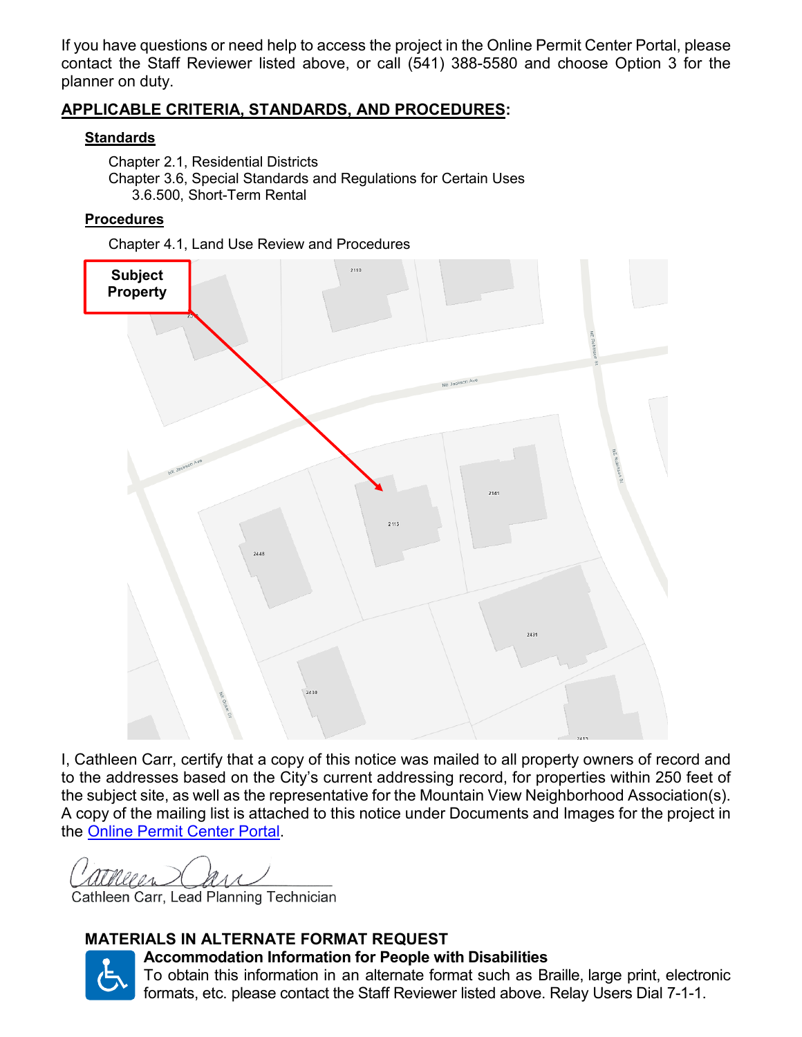If you have questions or need help to access the project in the Online Permit Center Portal, please contact the Staff Reviewer listed above, or call (541) 388-5580 and choose Option 3 for the planner on duty.

## APPLICABLE CRITERIA, STANDARDS, AND PROCEDURES:

### Standards

Chapter 2.1, Residential Districts
Chapter 3.6, Special Standards and Regulations for Certain Uses
3.6.500, Short-Term Rental

### Procedures

Chapter 4.1, Land Use Review and Procedures

Subject Property

I, Cathleen Carr, certify that a copy of this notice was mailed to all property owners of record and to the addresses based on the City's current addressing record, for properties within 250 feet of the subject site, as well as the representative for the Mountain View Neighborhood Association(s). A copy of the mailing list is attached to this notice under Documents and Images for the project in the Online Permit Center Portal.

Cathleen Carr, Lead Planning Technician

**MATERIALS IN ALTERNATE FORMAT REQUEST**

**Accommodation Information for People with Disabilities**
To obtain this information in an alternate format such as Braille, large print, electronic formats, etc. please contact the Staff Reviewer listed above. Relay Users Dial 7-1-1.